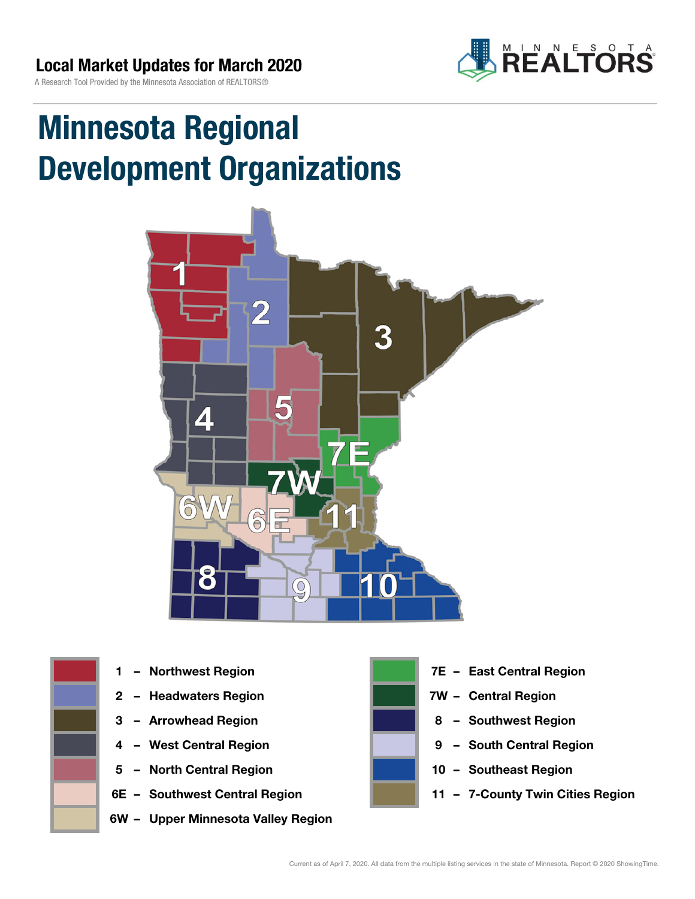Local Market Updates for March 2020

A Research Tool Provided by the Minnesota Association of REALTORS®

# Minnesota Regional Development Organizations

- 1 – Northwest Region
- 2 – Headwaters Region
- 3 – Arrowhead Region
- 4 – West Central Region
- 5 – North Central Region
- 6E – Southwest Central Region
- 6W – Upper Minnesota Valley Region
- 7E – East Central Region
- 7W – Central Region
- 8 – Southwest Region
- 9 – South Central Region
- 10 – Southeast Region
- 11 – 7-County Twin Cities Region

Current as of April 7, 2020. All data from the multiple listing services in the state of Minnesota. Report © 2020 ShowingTime.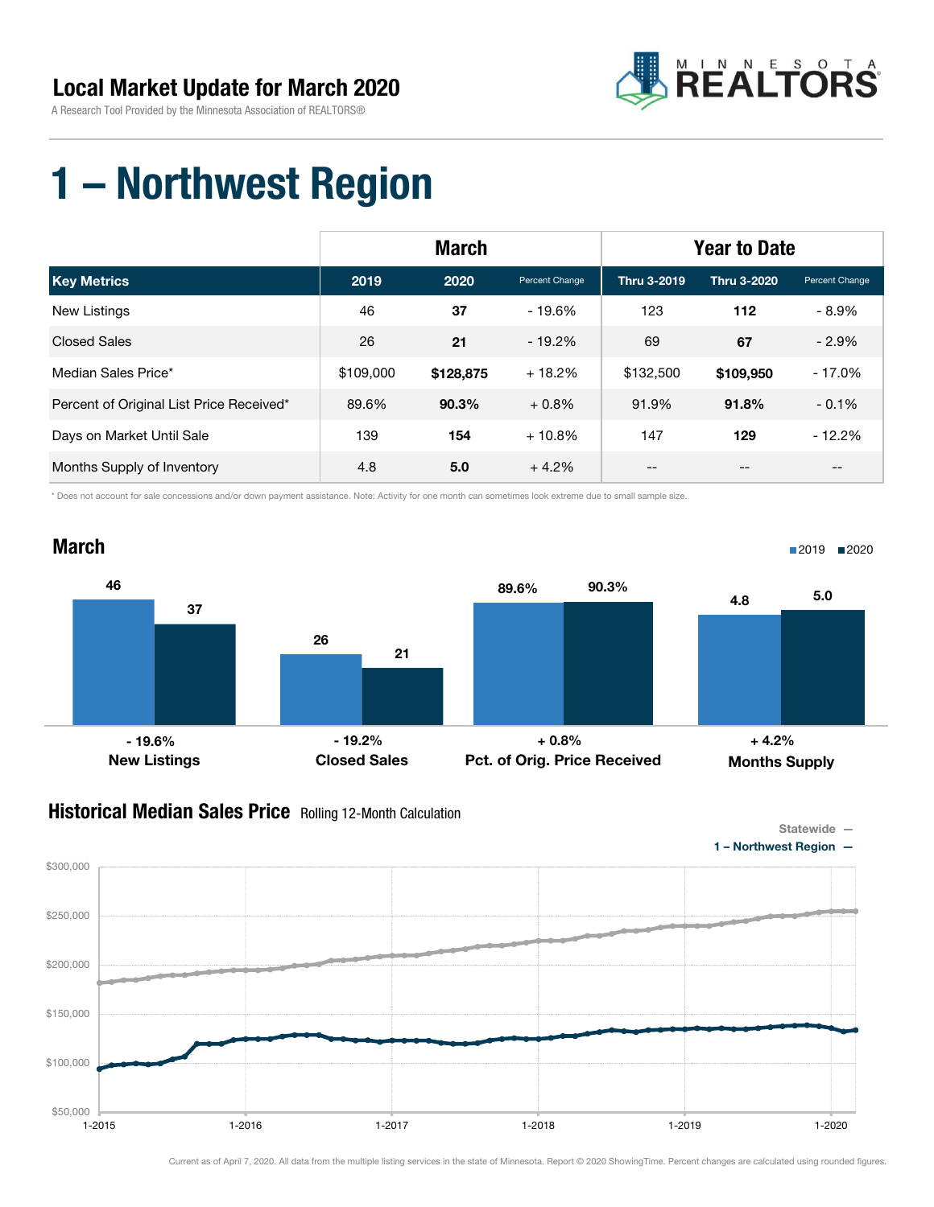# Local Market Update for March 2020

A Research Tool Provided by the Minnesota Association of REALTORS®

# 1 – Northwest Region

| | March | | | Year to Date | | |
|---|---|---|---|---|---|---|
| **Key Metrics** | **2019** | **2020** | Percent Change | **Thru 3-2019** | **Thru 3-2020** | Percent Change |
| New Listings | 46 | **37** | - 19.6% | 123 | **112** | - 8.9% |
| Closed Sales | 26 | **21** | - 19.2% | 69 | **67** | - 2.9% |
| Median Sales Price* | $109,000 | **$128,875** | + 18.2% | $132,500 | **$109,950** | - 17.0% |
| Percent of Original List Price Received* | 89.6% | **90.3%** | + 0.8% | 91.9% | **91.8%** | - 0.1% |
| Days on Market Until Sale | 139 | **154** | + 10.8% | 147 | **129** | - 12.2% |
| Months Supply of Inventory | 4.8 | **5.0** | + 4.2% | -- | -- | -- |

\* Does not account for sale concessions and/or down payment assistance. Note: Activity for one month can sometimes look extreme due to small sample size.

## March

| | 2019 | 2020 | Change |
|---|---|---|---|
| New Listings | 46 | 37 | - 19.6% |
| Closed Sales | 26 | 21 | - 19.2% |
| Pct. of Orig. Price Received | 89.6% | 90.3% | + 0.8% |
| Months Supply | 4.8 | 5.0 | + 4.2% |

## Historical Median Sales Price Rolling 12-Month Calculation

Statewide —
1 – Northwest Region —

Current as of April 7, 2020. All data from the multiple listing services in the state of Minnesota. Report © 2020 ShowingTime. Percent changes are calculated using rounded figures.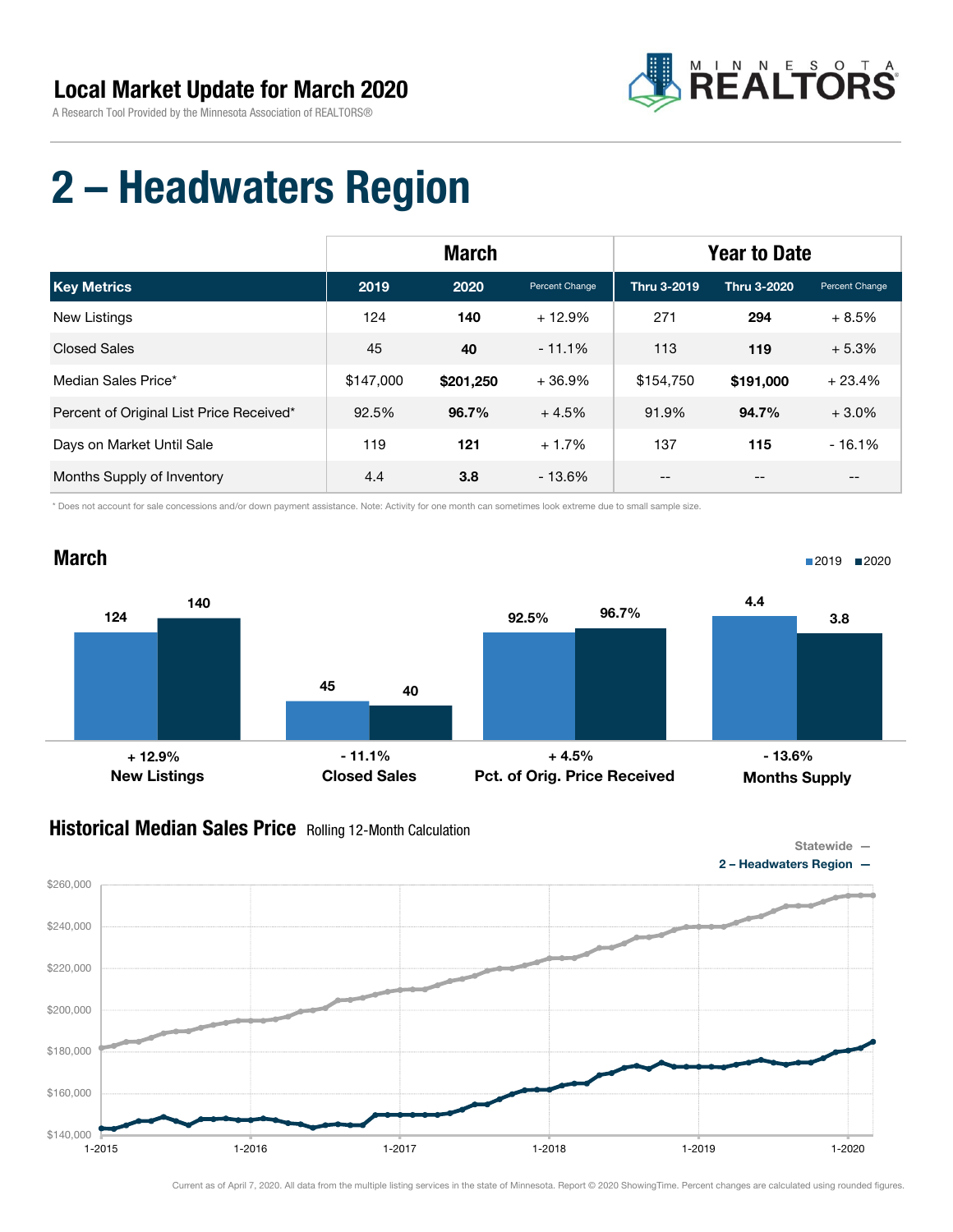## Local Market Update for March 2020

A Research Tool Provided by the Minnesota Association of REALTORS®

# 2 – Headwaters Region

| | March | | | Year to Date | | |
|---|---|---|---|---|---|---|
| **Key Metrics** | **2019** | **2020** | **Percent Change** | **Thru 3-2019** | **Thru 3-2020** | **Percent Change** |
| New Listings | 124 | **140** | + 12.9% | 271 | **294** | + 8.5% |
| Closed Sales | 45 | **40** | - 11.1% | 113 | **119** | + 5.3% |
| Median Sales Price* | $147,000 | **$201,250** | + 36.9% | $154,750 | **$191,000** | + 23.4% |
| Percent of Original List Price Received* | 92.5% | **96.7%** | + 4.5% | 91.9% | **94.7%** | + 3.0% |
| Days on Market Until Sale | 119 | **121** | + 1.7% | 137 | **115** | - 16.1% |
| Months Supply of Inventory | 4.4 | **3.8** | - 13.6% | -- | -- | -- |

\* Does not account for sale concessions and/or down payment assistance. Note: Activity for one month can sometimes look extreme due to small sample size.

## March

2019 ■ 2020 ■

| | 2019 | 2020 | Change |
|---|---|---|---|
| New Listings | 124 | 140 | + 12.9% |
| Closed Sales | 45 | 40 | - 11.1% |
| Pct. of Orig. Price Received | 92.5% | 96.7% | + 4.5% |
| Months Supply | 4.4 | 3.8 | - 13.6% |

## Historical Median Sales Price Rolling 12-Month Calculation

Statewide —
2 – Headwaters Region —

Current as of April 7, 2020. All data from the multiple listing services in the state of Minnesota. Report © 2020 ShowingTime. Percent changes are calculated using rounded figures.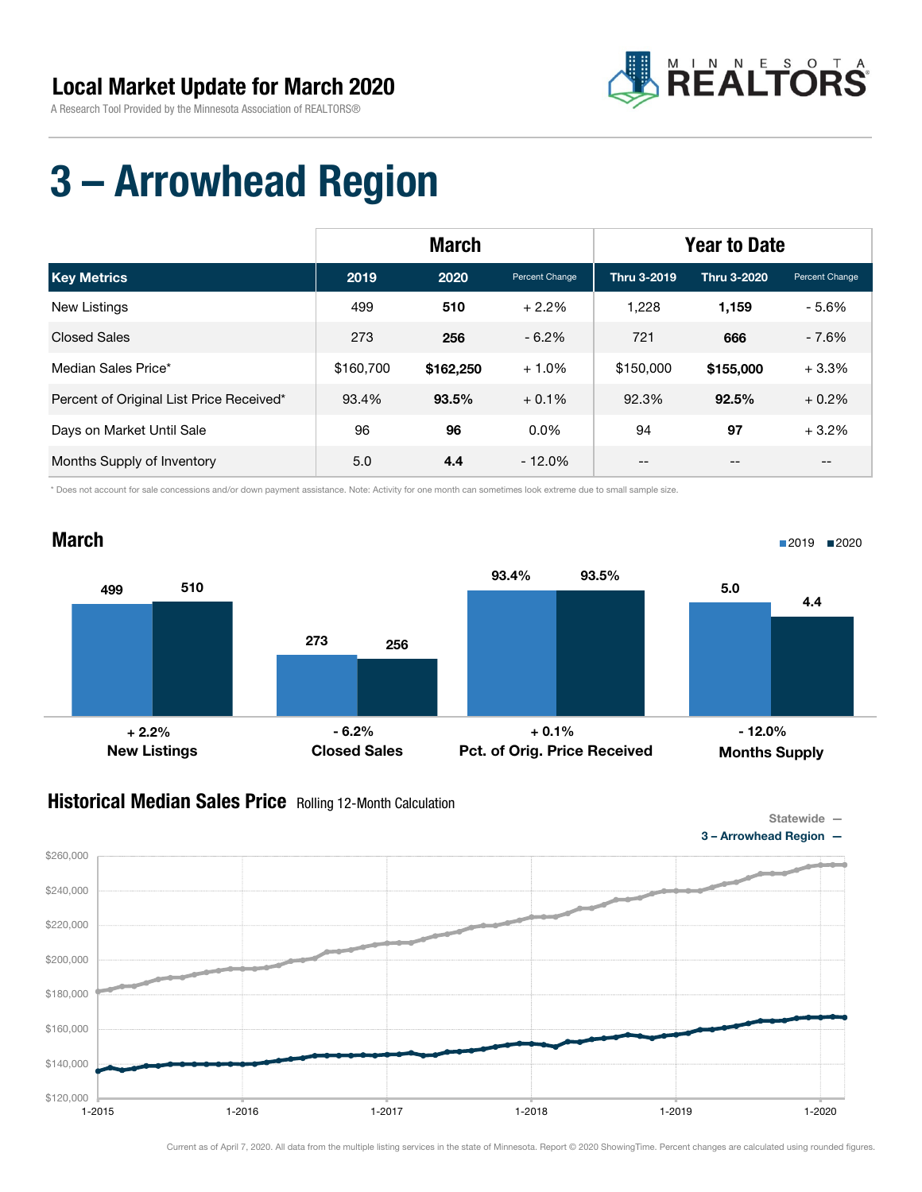## Local Market Update for March 2020

A Research Tool Provided by the Minnesota Association of REALTORS®

# 3 – Arrowhead Region

| | March | | | Year to Date | | |
|---|---|---|---|---|---|---|
| **Key Metrics** | **2019** | **2020** | **Percent Change** | **Thru 3-2019** | **Thru 3-2020** | **Percent Change** |
| New Listings | 499 | **510** | + 2.2% | 1,228 | **1,159** | - 5.6% |
| Closed Sales | 273 | **256** | - 6.2% | 721 | **666** | - 7.6% |
| Median Sales Price* | $160,700 | **$162,250** | + 1.0% | $150,000 | **$155,000** | + 3.3% |
| Percent of Original List Price Received* | 93.4% | **93.5%** | + 0.1% | 92.3% | **92.5%** | + 0.2% |
| Days on Market Until Sale | 96 | **96** | 0.0% | 94 | **97** | + 3.2% |
| Months Supply of Inventory | 5.0 | **4.4** | - 12.0% | -- | -- | -- |

\* Does not account for sale concessions and/or down payment assistance. Note: Activity for one month can sometimes look extreme due to small sample size.

## March

| | 2019 | 2020 | Change |
|---|---|---|---|
| New Listings | 499 | 510 | + 2.2% |
| Closed Sales | 273 | 256 | - 6.2% |
| Pct. of Orig. Price Received | 93.4% | 93.5% | + 0.1% |
| Months Supply | 5.0 | 4.4 | - 12.0% |

## Historical Median Sales Price

Rolling 12-Month Calculation

Statewide —
3 – Arrowhead Region —

Current as of April 7, 2020. All data from the multiple listing services in the state of Minnesota. Report © 2020 ShowingTime. Percent changes are calculated using rounded figures.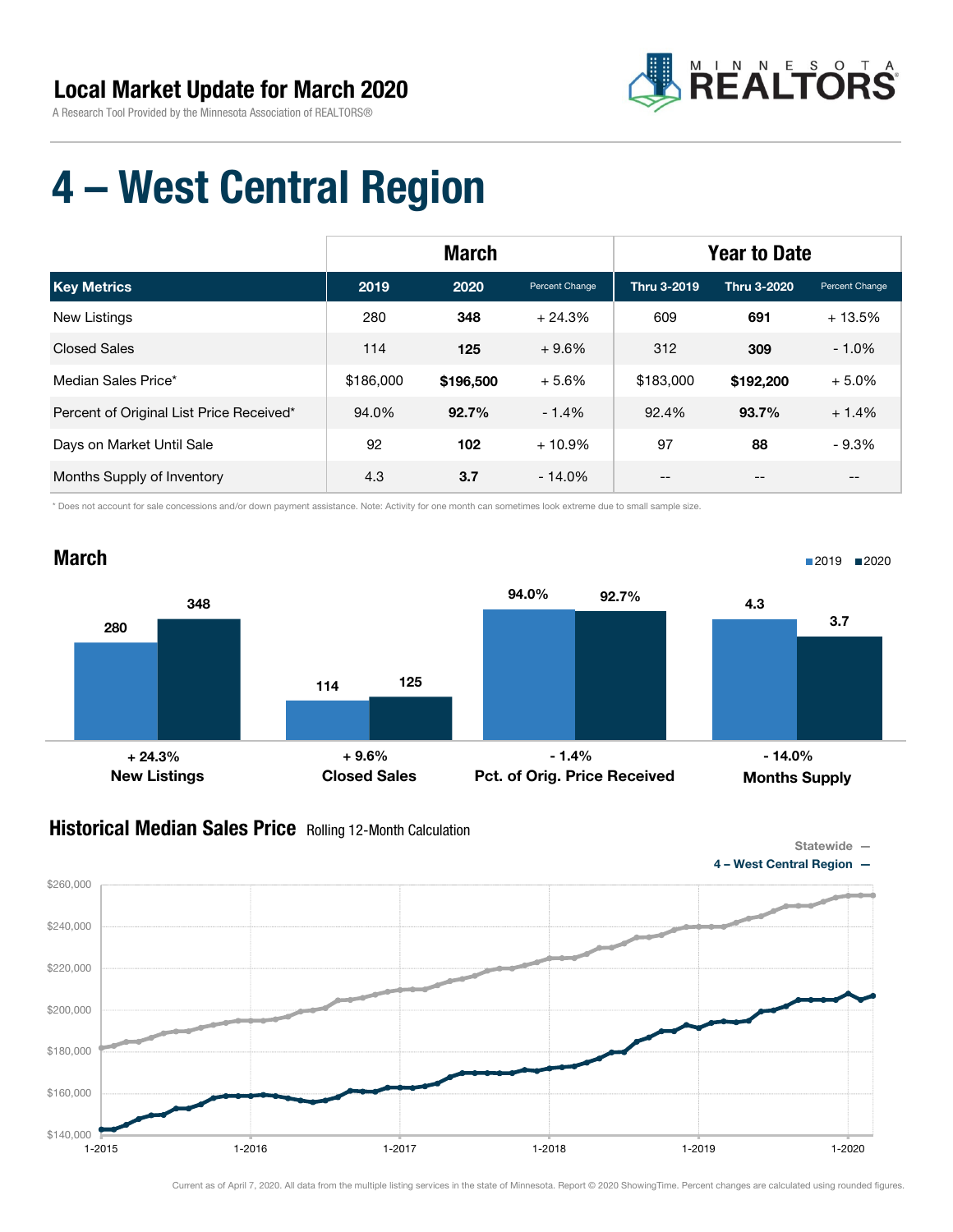# Local Market Update for March 2020

A Research Tool Provided by the Minnesota Association of REALTORS®

# 4 – West Central Region

| | March | | | Year to Date | | |
|---|---|---|---|---|---|---|
| **Key Metrics** | **2019** | **2020** | Percent Change | **Thru 3-2019** | **Thru 3-2020** | Percent Change |
| New Listings | 280 | **348** | + 24.3% | 609 | **691** | + 13.5% |
| Closed Sales | 114 | **125** | + 9.6% | 312 | **309** | - 1.0% |
| Median Sales Price* | $186,000 | **$196,500** | + 5.6% | $183,000 | **$192,200** | + 5.0% |
| Percent of Original List Price Received* | 94.0% | **92.7%** | - 1.4% | 92.4% | **93.7%** | + 1.4% |
| Days on Market Until Sale | 92 | **102** | + 10.9% | 97 | **88** | - 9.3% |
| Months Supply of Inventory | 4.3 | **3.7** | - 14.0% | -- | -- | -- |

\* Does not account for sale concessions and/or down payment assistance. Note: Activity for one month can sometimes look extreme due to small sample size.

## March

| | 2019 | 2020 | Change |
|---|---|---|---|
| New Listings | 280 | 348 | + 24.3% |
| Closed Sales | 114 | 125 | + 9.6% |
| Pct. of Orig. Price Received | 94.0% | 92.7% | - 1.4% |
| Months Supply | 4.3 | 3.7 | - 14.0% |

## Historical Median Sales Price Rolling 12-Month Calculation

Statewide — 4 – West Central Region —

Current as of April 7, 2020. All data from the multiple listing services in the state of Minnesota. Report © 2020 ShowingTime. Percent changes are calculated using rounded figures.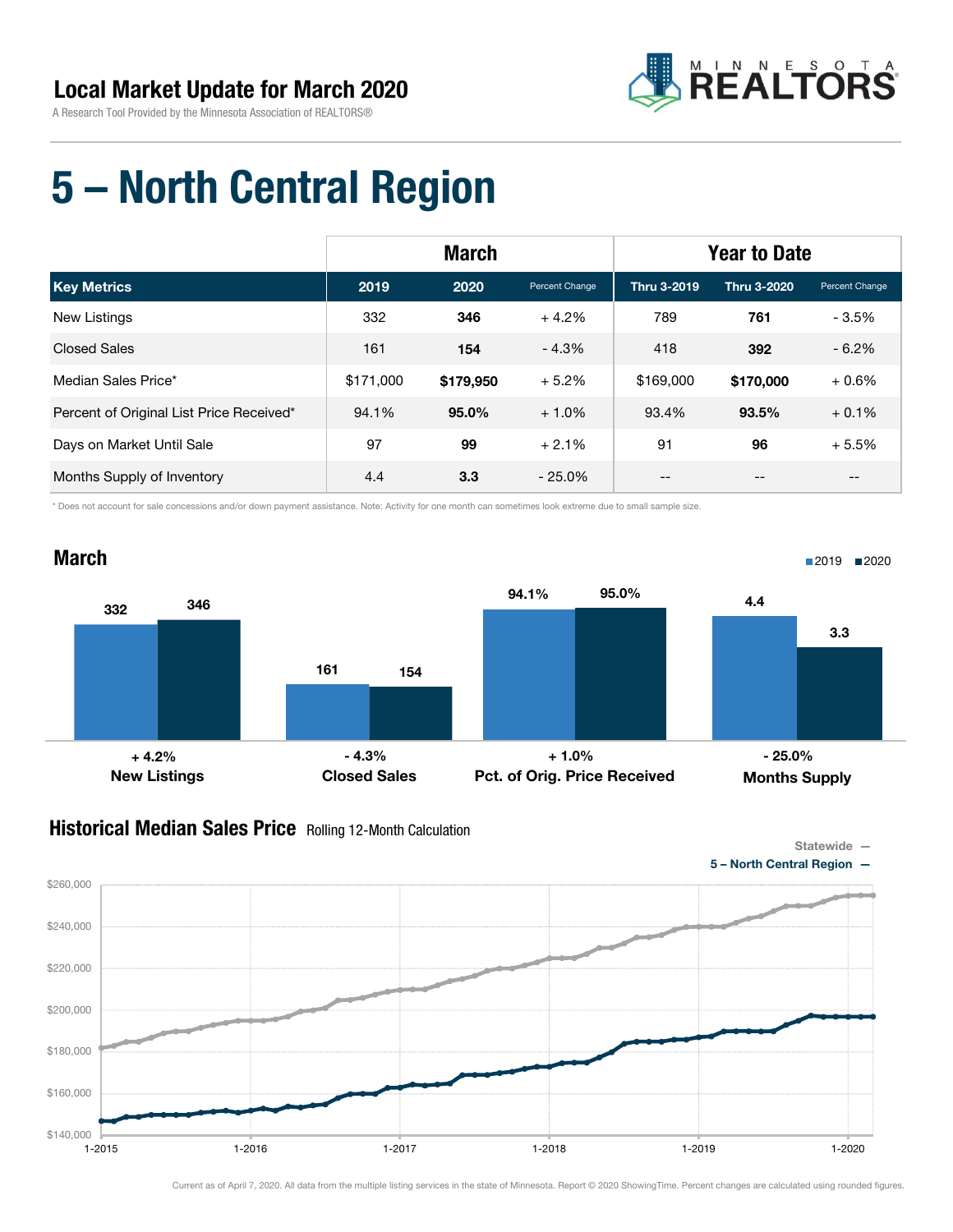## Local Market Update for March 2020

A Research Tool Provided by the Minnesota Association of REALTORS®

# 5 – North Central Region

| | March | | | Year to Date | | |
|---|---|---|---|---|---|---|
| **Key Metrics** | **2019** | **2020** | Percent Change | **Thru 3-2019** | **Thru 3-2020** | Percent Change |
| New Listings | 332 | **346** | + 4.2% | 789 | **761** | - 3.5% |
| Closed Sales | 161 | **154** | - 4.3% | 418 | **392** | - 6.2% |
| Median Sales Price* | $171,000 | **$179,950** | + 5.2% | $169,000 | **$170,000** | + 0.6% |
| Percent of Original List Price Received* | 94.1% | **95.0%** | + 1.0% | 93.4% | **93.5%** | + 0.1% |
| Days on Market Until Sale | 97 | **99** | + 2.1% | 91 | **96** | + 5.5% |
| Months Supply of Inventory | 4.4 | **3.3** | - 25.0% | -- | -- | -- |

\* Does not account for sale concessions and/or down payment assistance. Note: Activity for one month can sometimes look extreme due to small sample size.

## March

| | 2019 | 2020 | Change |
|---|---|---|---|
| New Listings | 332 | 346 | + 4.2% |
| Closed Sales | 161 | 154 | - 4.3% |
| Pct. of Orig. Price Received | 94.1% | 95.0% | + 1.0% |
| Months Supply | 4.4 | 3.3 | - 25.0% |

## Historical Median Sales Price Rolling 12-Month Calculation

Statewide —
5 – North Central Region —

Current as of April 7, 2020. All data from the multiple listing services in the state of Minnesota. Report © 2020 ShowingTime. Percent changes are calculated using rounded figures.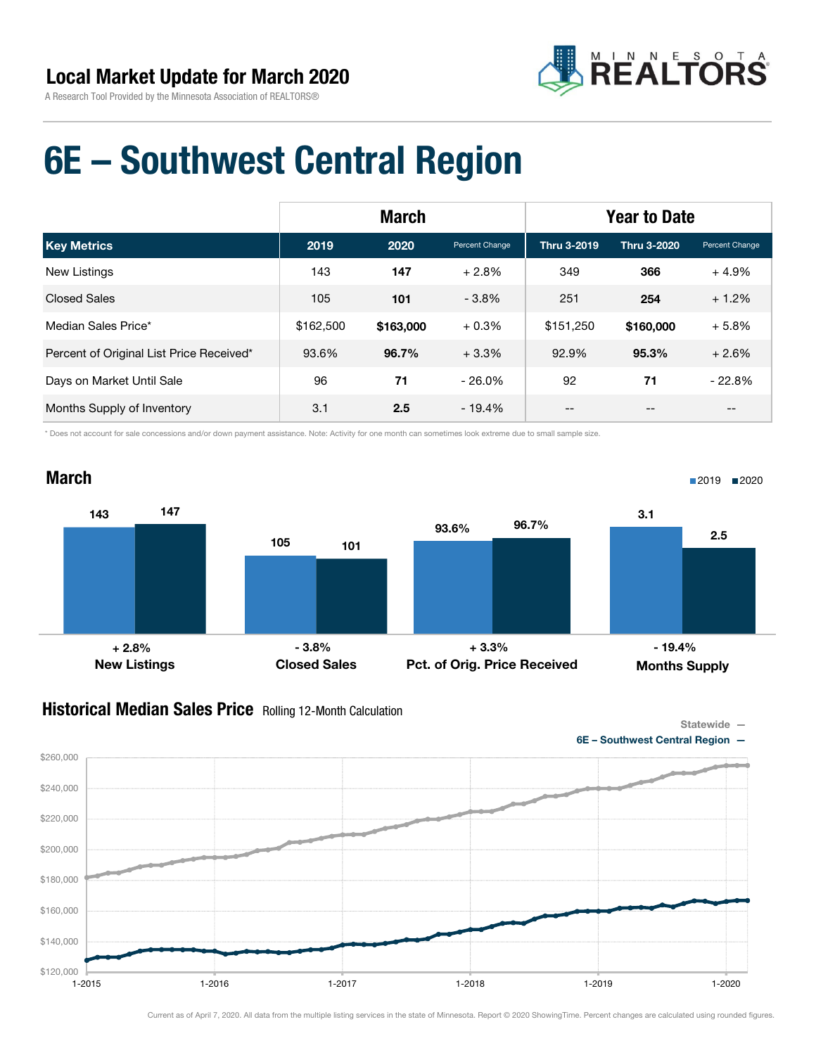# Local Market Update for March 2020

A Research Tool Provided by the Minnesota Association of REALTORS®

# 6E – Southwest Central Region

| | March | | | Year to Date | | |
|---|---|---|---|---|---|---|
| **Key Metrics** | **2019** | **2020** | **Percent Change** | **Thru 3-2019** | **Thru 3-2020** | **Percent Change** |
| New Listings | 143 | **147** | + 2.8% | 349 | **366** | + 4.9% |
| Closed Sales | 105 | **101** | - 3.8% | 251 | **254** | + 1.2% |
| Median Sales Price* | $162,500 | **$163,000** | + 0.3% | $151,250 | **$160,000** | + 5.8% |
| Percent of Original List Price Received* | 93.6% | **96.7%** | + 3.3% | 92.9% | **95.3%** | + 2.6% |
| Days on Market Until Sale | 96 | **71** | - 26.0% | 92 | **71** | - 22.8% |
| Months Supply of Inventory | 3.1 | **2.5** | - 19.4% | -- | -- | -- |

\* Does not account for sale concessions and/or down payment assistance. Note: Activity for one month can sometimes look extreme due to small sample size.

## March

| | 2019 | 2020 | Change |
|---|---|---|---|
| New Listings | 143 | 147 | + 2.8% |
| Closed Sales | 105 | 101 | - 3.8% |
| Pct. of Orig. Price Received | 93.6% | 96.7% | + 3.3% |
| Months Supply | 3.1 | 2.5 | - 19.4% |

## Historical Median Sales Price

Rolling 12-Month Calculation

Statewide —
6E – Southwest Central Region —

Current as of April 7, 2020. All data from the multiple listing services in the state of Minnesota. Report © 2020 ShowingTime. Percent changes are calculated using rounded figures.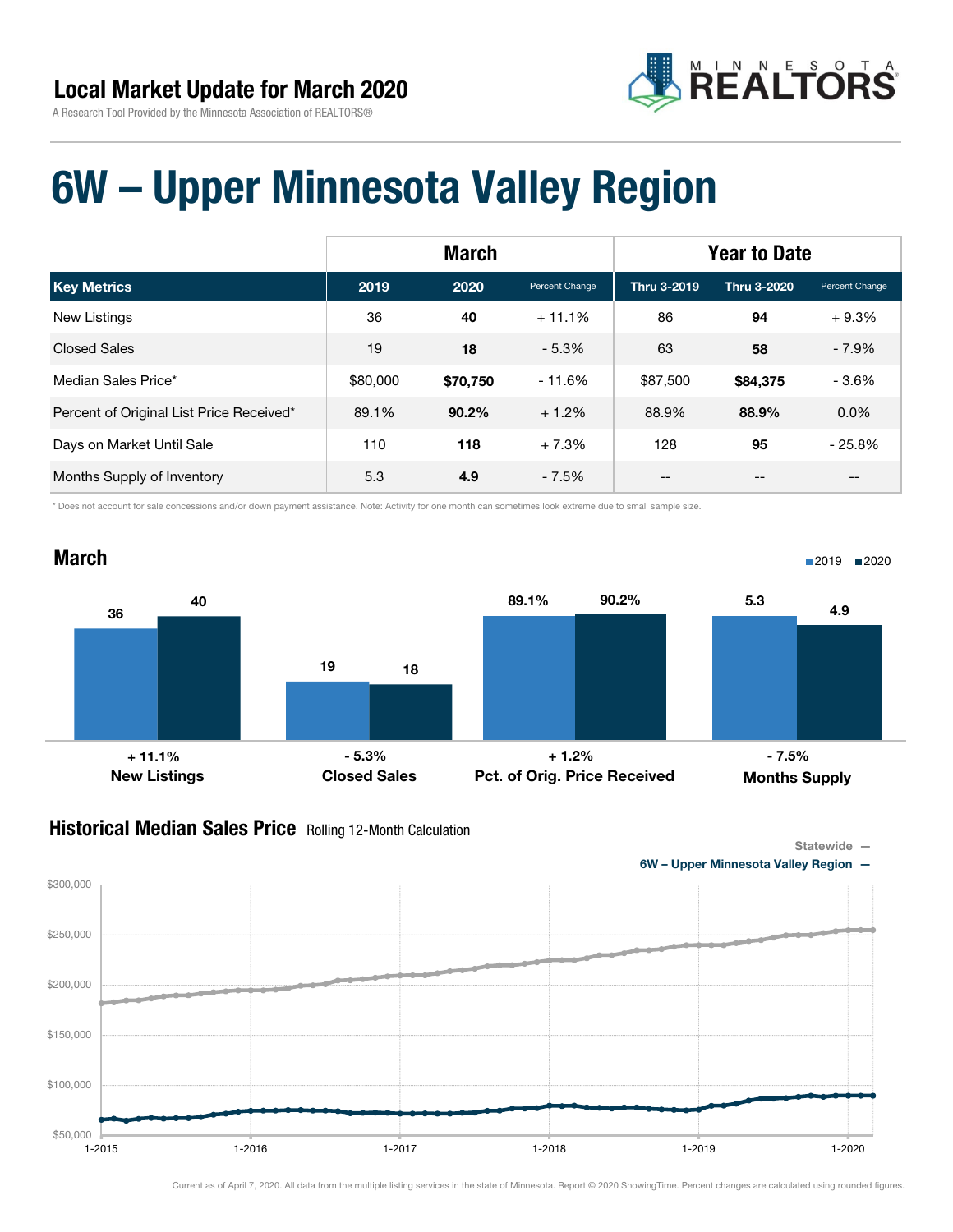## Local Market Update for March 2020

A Research Tool Provided by the Minnesota Association of REALTORS®

# 6W – Upper Minnesota Valley Region

| | March | | | Year to Date | | |
|---|---|---|---|---|---|---|
| **Key Metrics** | **2019** | **2020** | Percent Change | **Thru 3-2019** | **Thru 3-2020** | Percent Change |
| New Listings | 36 | **40** | + 11.1% | 86 | **94** | + 9.3% |
| Closed Sales | 19 | **18** | - 5.3% | 63 | **58** | - 7.9% |
| Median Sales Price* | $80,000 | **$70,750** | - 11.6% | $87,500 | **$84,375** | - 3.6% |
| Percent of Original List Price Received* | 89.1% | **90.2%** | + 1.2% | 88.9% | **88.9%** | 0.0% |
| Days on Market Until Sale | 110 | **118** | + 7.3% | 128 | **95** | - 25.8% |
| Months Supply of Inventory | 5.3 | **4.9** | - 7.5% | -- | -- | -- |

\* Does not account for sale concessions and/or down payment assistance. Note: Activity for one month can sometimes look extreme due to small sample size.

## March

| | 2019 | 2020 | Change |
|---|---|---|---|
| New Listings | 36 | 40 | + 11.1% |
| Closed Sales | 19 | 18 | - 5.3% |
| Pct. of Orig. Price Received | 89.1% | 90.2% | + 1.2% |
| Months Supply | 5.3 | 4.9 | - 7.5% |

## Historical Median Sales Price Rolling 12-Month Calculation

Statewide —
6W – Upper Minnesota Valley Region —

Current as of April 7, 2020. All data from the multiple listing services in the state of Minnesota. Report © 2020 ShowingTime. Percent changes are calculated using rounded figures.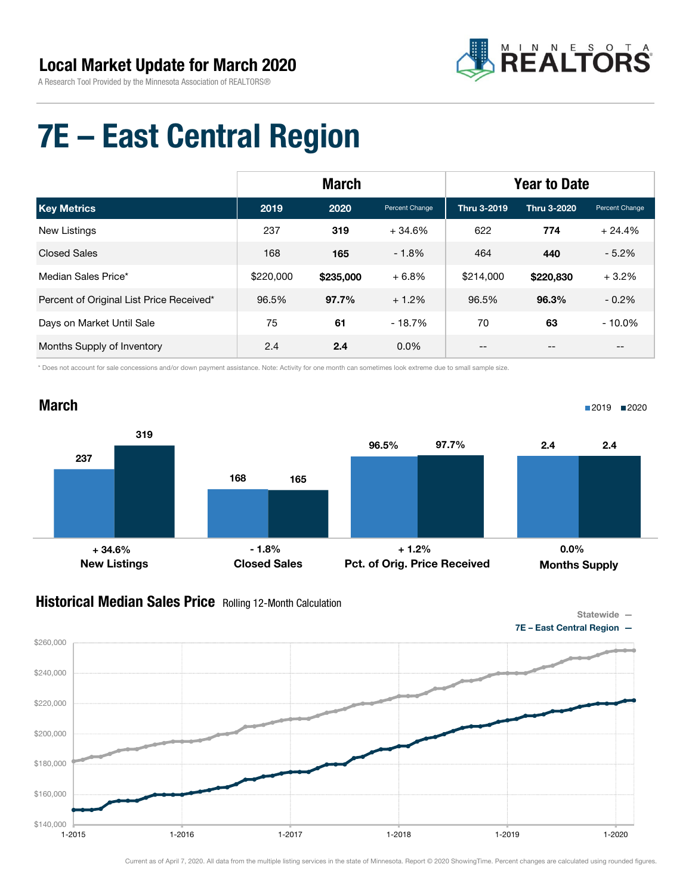## Local Market Update for March 2020

A Research Tool Provided by the Minnesota Association of REALTORS®

# 7E – East Central Region

| | March | | | Year to Date | | |
|---|---|---|---|---|---|---|
| **Key Metrics** | **2019** | **2020** | **Percent Change** | **Thru 3-2019** | **Thru 3-2020** | **Percent Change** |
| New Listings | 237 | **319** | + 34.6% | 622 | **774** | + 24.4% |
| Closed Sales | 168 | **165** | - 1.8% | 464 | **440** | - 5.2% |
| Median Sales Price* | $220,000 | **$235,000** | + 6.8% | $214,000 | **$220,830** | + 3.2% |
| Percent of Original List Price Received* | 96.5% | **97.7%** | + 1.2% | 96.5% | **96.3%** | - 0.2% |
| Days on Market Until Sale | 75 | **61** | - 18.7% | 70 | **63** | - 10.0% |
| Months Supply of Inventory | 2.4 | **2.4** | 0.0% | -- | -- | -- |

\* Does not account for sale concessions and/or down payment assistance. Note: Activity for one month can sometimes look extreme due to small sample size.

### March

2019 / 2020

| | 2019 | 2020 | Change |
|---|---|---|---|
| New Listings | 237 | 319 | + 34.6% |
| Closed Sales | 168 | 165 | - 1.8% |
| Pct. of Orig. Price Received | 96.5% | 97.7% | + 1.2% |
| Months Supply | 2.4 | 2.4 | 0.0% |

### Historical Median Sales Price Rolling 12-Month Calculation

Statewide — 7E – East Central Region —

Current as of April 7, 2020. All data from the multiple listing services in the state of Minnesota. Report © 2020 ShowingTime. Percent changes are calculated using rounded figures.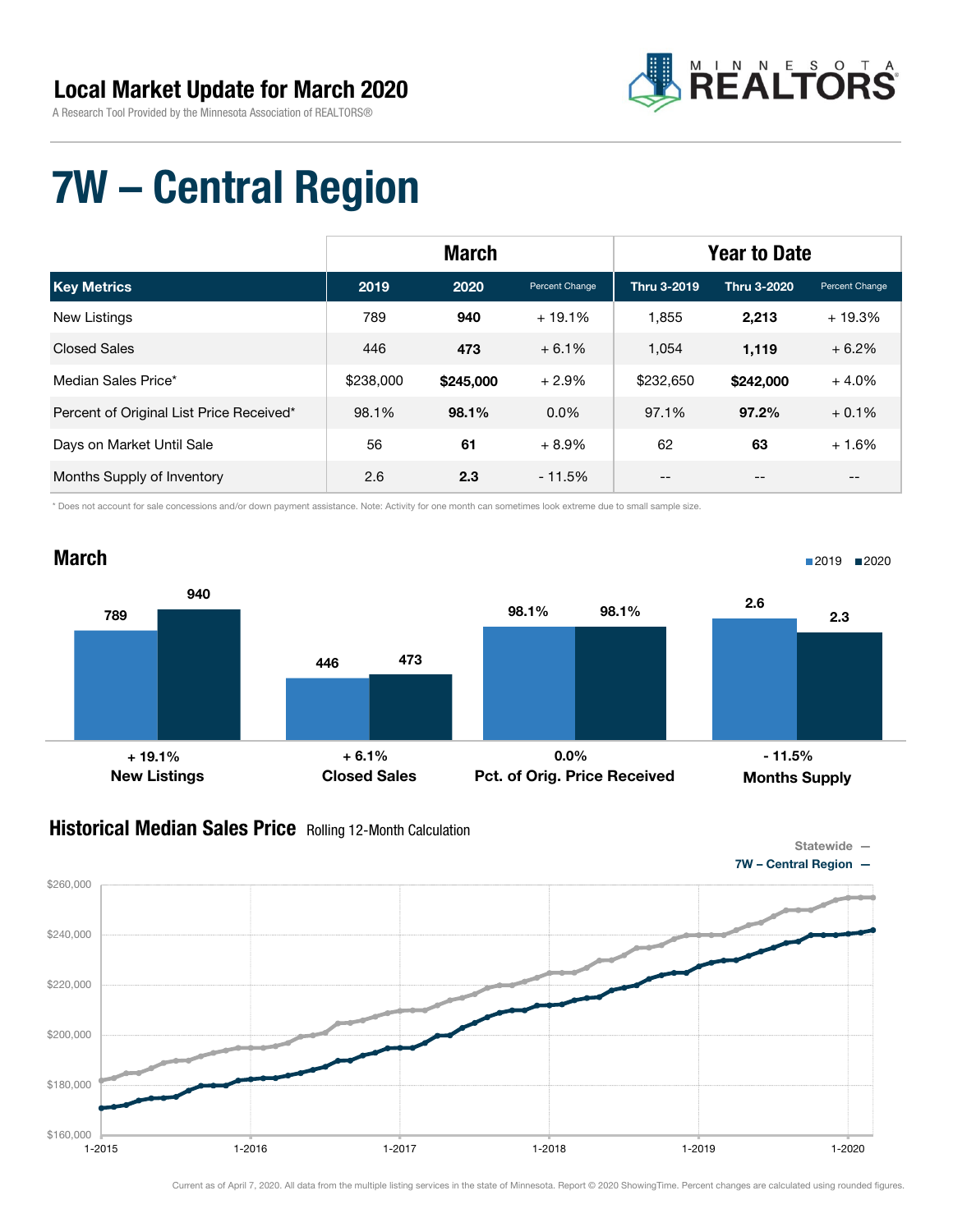## Local Market Update for March 2020

A Research Tool Provided by the Minnesota Association of REALTORS®

# 7W – Central Region

| | March | | | Year to Date | | |
|---|---|---|---|---|---|---|
| **Key Metrics** | **2019** | **2020** | **Percent Change** | **Thru 3-2019** | **Thru 3-2020** | **Percent Change** |
| New Listings | 789 | **940** | + 19.1% | 1,855 | **2,213** | + 19.3% |
| Closed Sales | 446 | **473** | + 6.1% | 1,054 | **1,119** | + 6.2% |
| Median Sales Price* | $238,000 | **$245,000** | + 2.9% | $232,650 | **$242,000** | + 4.0% |
| Percent of Original List Price Received* | 98.1% | **98.1%** | 0.0% | 97.1% | **97.2%** | + 0.1% |
| Days on Market Until Sale | 56 | **61** | + 8.9% | 62 | **63** | + 1.6% |
| Months Supply of Inventory | 2.6 | **2.3** | - 11.5% | -- | -- | -- |

\* Does not account for sale concessions and/or down payment assistance. Note: Activity for one month can sometimes look extreme due to small sample size.

## March

| | 2019 | 2020 | Change |
|---|---|---|---|
| New Listings | 789 | 940 | + 19.1% |
| Closed Sales | 446 | 473 | + 6.1% |
| Pct. of Orig. Price Received | 98.1% | 98.1% | 0.0% |
| Months Supply | 2.6 | 2.3 | - 11.5% |

## Historical Median Sales Price Rolling 12-Month Calculation

Statewide —
7W – Central Region —

Current as of April 7, 2020. All data from the multiple listing services in the state of Minnesota. Report © 2020 ShowingTime. Percent changes are calculated using rounded figures.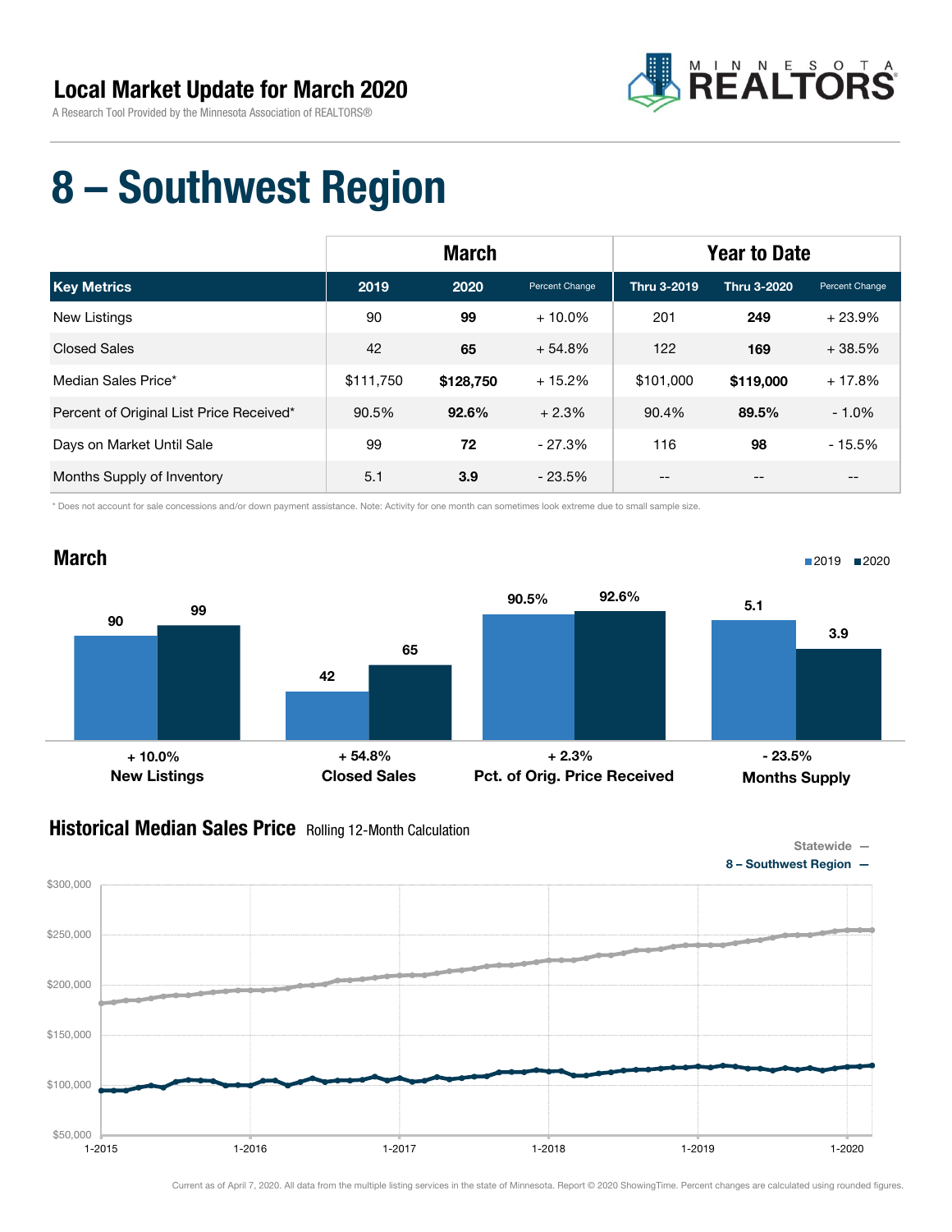## Local Market Update for March 2020

A Research Tool Provided by the Minnesota Association of REALTORS®

# 8 – Southwest Region

| | March | | | Year to Date | | |
|---|---|---|---|---|---|---|
| **Key Metrics** | **2019** | **2020** | **Percent Change** | **Thru 3-2019** | **Thru 3-2020** | **Percent Change** |
| New Listings | 90 | **99** | + 10.0% | 201 | **249** | + 23.9% |
| Closed Sales | 42 | **65** | + 54.8% | 122 | **169** | + 38.5% |
| Median Sales Price* | $111,750 | **$128,750** | + 15.2% | $101,000 | **$119,000** | + 17.8% |
| Percent of Original List Price Received* | 90.5% | **92.6%** | + 2.3% | 90.4% | **89.5%** | - 1.0% |
| Days on Market Until Sale | 99 | **72** | - 27.3% | 116 | **98** | - 15.5% |
| Months Supply of Inventory | 5.1 | **3.9** | - 23.5% | -- | -- | -- |

\* Does not account for sale concessions and/or down payment assistance. Note: Activity for one month can sometimes look extreme due to small sample size.

## March

| | 2019 | 2020 | Change |
|---|---|---|---|
| New Listings | 90 | 99 | + 10.0% |
| Closed Sales | 42 | 65 | + 54.8% |
| Pct. of Orig. Price Received | 90.5% | 92.6% | + 2.3% |
| Months Supply | 5.1 | 3.9 | - 23.5% |

## Historical Median Sales Price Rolling 12-Month Calculation

Statewide —
8 – Southwest Region —

Current as of April 7, 2020. All data from the multiple listing services in the state of Minnesota. Report © 2020 ShowingTime. Percent changes are calculated using rounded figures.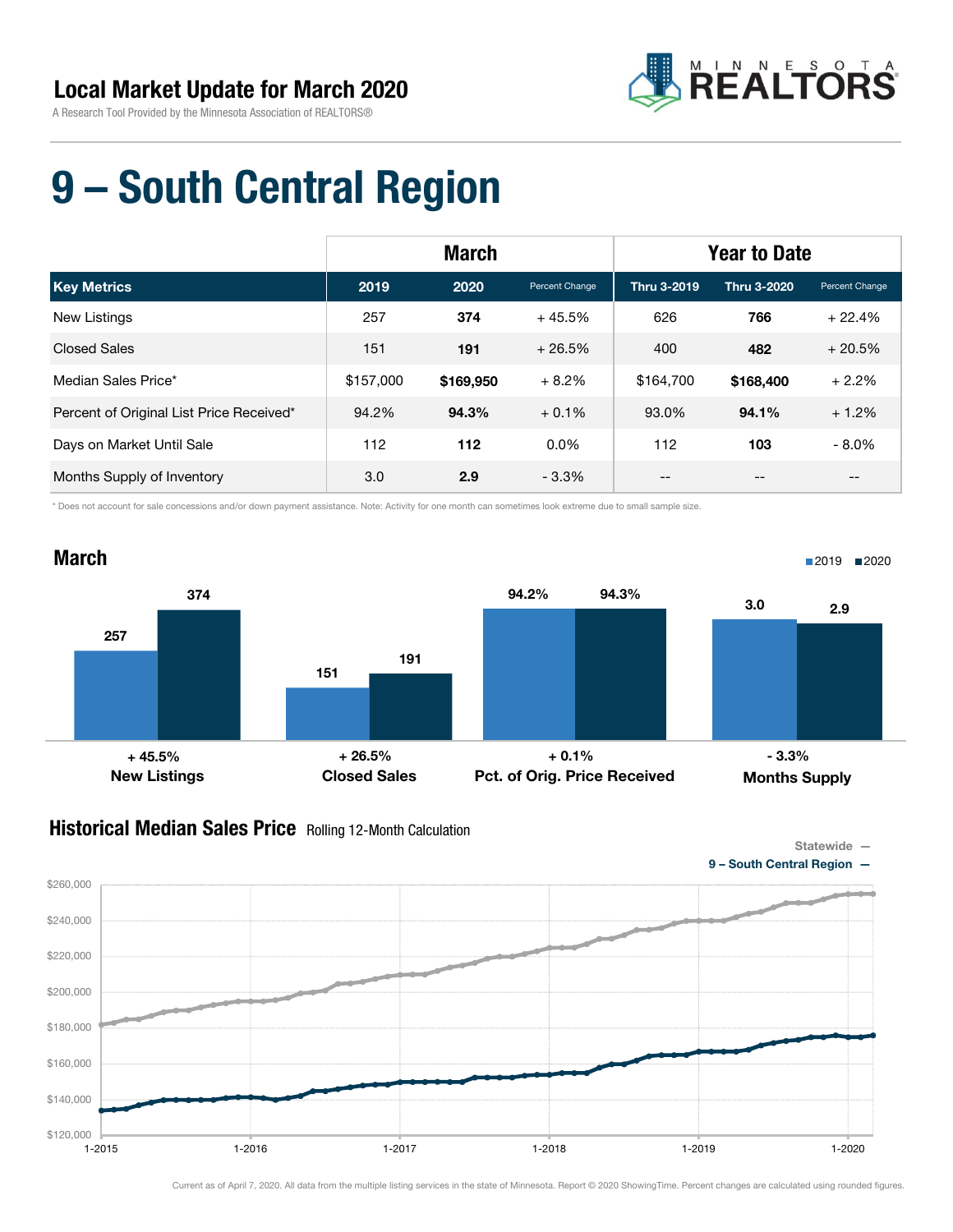## Local Market Update for March 2020

A Research Tool Provided by the Minnesota Association of REALTORS®

# 9 – South Central Region

| | March | | | Year to Date | | |
|---|---|---|---|---|---|---|
| **Key Metrics** | **2019** | **2020** | Percent Change | **Thru 3-2019** | **Thru 3-2020** | Percent Change |
| New Listings | 257 | **374** | + 45.5% | 626 | **766** | + 22.4% |
| Closed Sales | 151 | **191** | + 26.5% | 400 | **482** | + 20.5% |
| Median Sales Price* | $157,000 | **$169,950** | + 8.2% | $164,700 | **$168,400** | + 2.2% |
| Percent of Original List Price Received* | 94.2% | **94.3%** | + 0.1% | 93.0% | **94.1%** | + 1.2% |
| Days on Market Until Sale | 112 | **112** | 0.0% | 112 | **103** | - 8.0% |
| Months Supply of Inventory | 3.0 | **2.9** | - 3.3% | -- | -- | -- |

* Does not account for sale concessions and/or down payment assistance. Note: Activity for one month can sometimes look extreme due to small sample size.

## March

| | 2019 | 2020 | Change |
|---|---|---|---|
| New Listings | 257 | 374 | + 45.5% |
| Closed Sales | 151 | 191 | + 26.5% |
| Pct. of Orig. Price Received | 94.2% | 94.3% | + 0.1% |
| Months Supply | 3.0 | 2.9 | - 3.3% |

## Historical Median Sales Price Rolling 12-Month Calculation

Statewide —
9 – South Central Region —

Current as of April 7, 2020. All data from the multiple listing services in the state of Minnesota. Report © 2020 ShowingTime. Percent changes are calculated using rounded figures.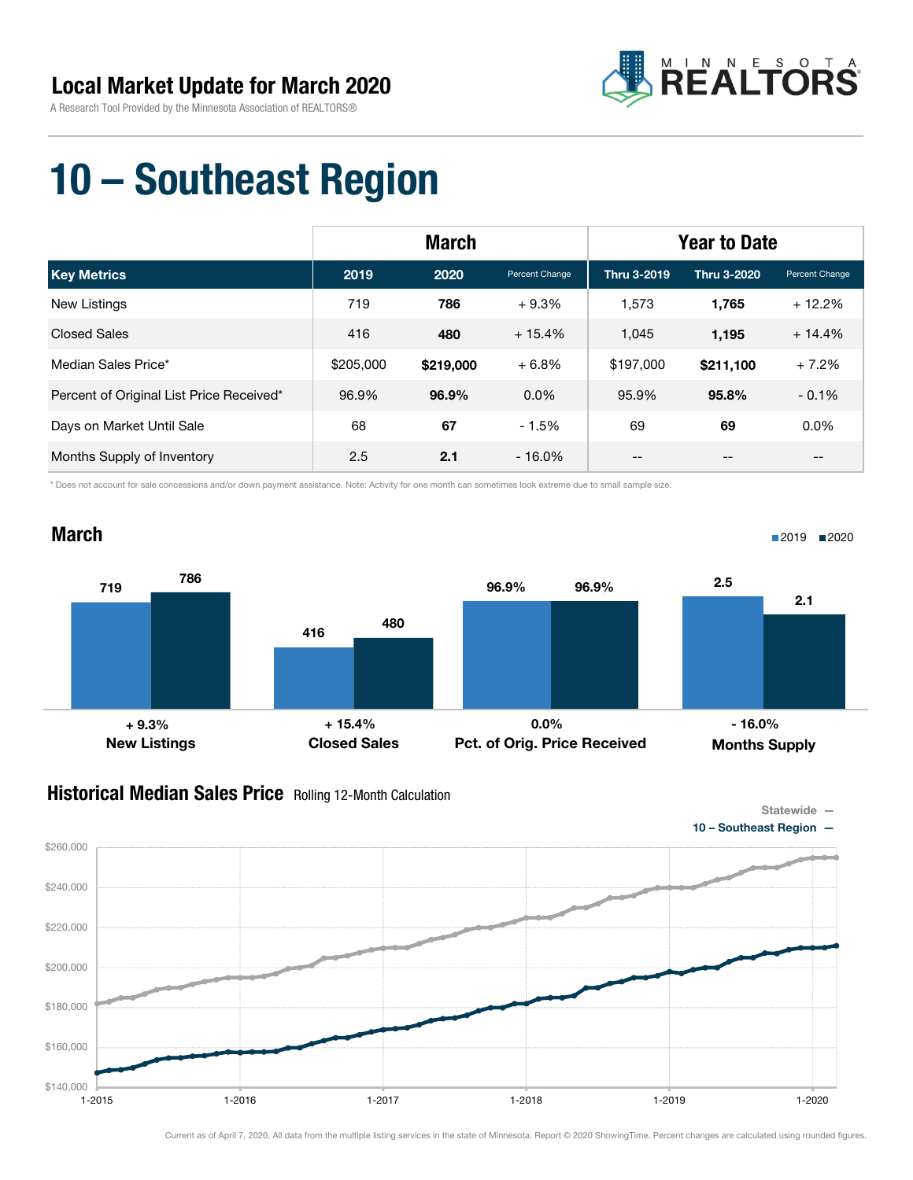## Local Market Update for March 2020

A Research Tool Provided by the Minnesota Association of REALTORS®

# 10 – Southeast Region

| | March | | | Year to Date | | |
|---|---|---|---|---|---|---|
| **Key Metrics** | **2019** | **2020** | **Percent Change** | **Thru 3-2019** | **Thru 3-2020** | **Percent Change** |
| New Listings | 719 | **786** | + 9.3% | 1,573 | **1,765** | + 12.2% |
| Closed Sales | 416 | **480** | + 15.4% | 1,045 | **1,195** | + 14.4% |
| Median Sales Price* | $205,000 | **$219,000** | + 6.8% | $197,000 | **$211,100** | + 7.2% |
| Percent of Original List Price Received* | 96.9% | **96.9%** | 0.0% | 95.9% | **95.8%** | - 0.1% |
| Days on Market Until Sale | 68 | **67** | - 1.5% | 69 | **69** | 0.0% |
| Months Supply of Inventory | 2.5 | **2.1** | - 16.0% | -- | -- | -- |

\* Does not account for sale concessions and/or down payment assistance. Note: Activity for one month can sometimes look extreme due to small sample size.

## March

| | 2019 | 2020 | Change |
|---|---|---|---|
| New Listings | 719 | 786 | + 9.3% |
| Closed Sales | 416 | 480 | + 15.4% |
| Pct. of Orig. Price Received | 96.9% | 96.9% | 0.0% |
| Months Supply | 2.5 | 2.1 | - 16.0% |

## Historical Median Sales Price Rolling 12-Month Calculation

Statewide —
10 – Southeast Region —

Current as of April 7, 2020. All data from the multiple listing services in the state of Minnesota. Report © 2020 ShowingTime. Percent changes are calculated using rounded figures.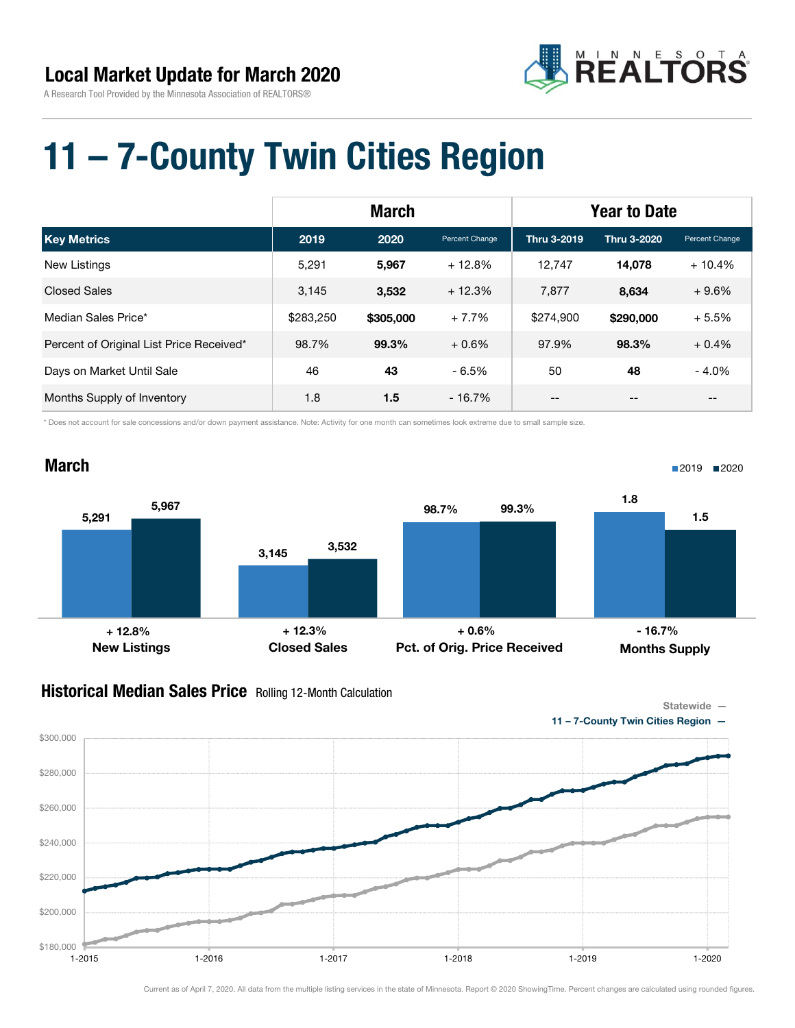## Local Market Update for March 2020

A Research Tool Provided by the Minnesota Association of REALTORS®

MINNESOTA REALTORS®

# 11 – 7-County Twin Cities Region

| | March | | | Year to Date | | |
|---|---|---|---|---|---|---|
| **Key Metrics** | **2019** | **2020** | Percent Change | **Thru 3-2019** | **Thru 3-2020** | Percent Change |
| New Listings | 5,291 | **5,967** | + 12.8% | 12,747 | **14,078** | + 10.4% |
| Closed Sales | 3,145 | **3,532** | + 12.3% | 7,877 | **8,634** | + 9.6% |
| Median Sales Price* | $283,250 | **$305,000** | + 7.7% | $274,900 | **$290,000** | + 5.5% |
| Percent of Original List Price Received* | 98.7% | **99.3%** | + 0.6% | 97.9% | **98.3%** | + 0.4% |
| Days on Market Until Sale | 46 | **43** | - 6.5% | 50 | **48** | - 4.0% |
| Months Supply of Inventory | 1.8 | **1.5** | - 16.7% | -- | -- | -- |

\* Does not account for sale concessions and/or down payment assistance. Note: Activity for one month can sometimes look extreme due to small sample size.

## March

2019 2020

5,291 5,967
+ 12.8%
**New Listings**

3,145 3,532
+ 12.3%
**Closed Sales**

98.7% 99.3%
+ 0.6%
**Pct. of Orig. Price Received**

1.8 1.5
- 16.7%
**Months Supply**

## Historical Median Sales Price Rolling 12-Month Calculation

Statewide —
11 – 7-County Twin Cities Region —

$300,000
$280,000
$260,000
$240,000
$220,000
$200,000
$180,000

1-2015 1-2016 1-2017 1-2018 1-2019 1-2020

Current as of April 7, 2020. All data from the multiple listing services in the state of Minnesota. Report © 2020 ShowingTime. Percent changes are calculated using rounded figures.